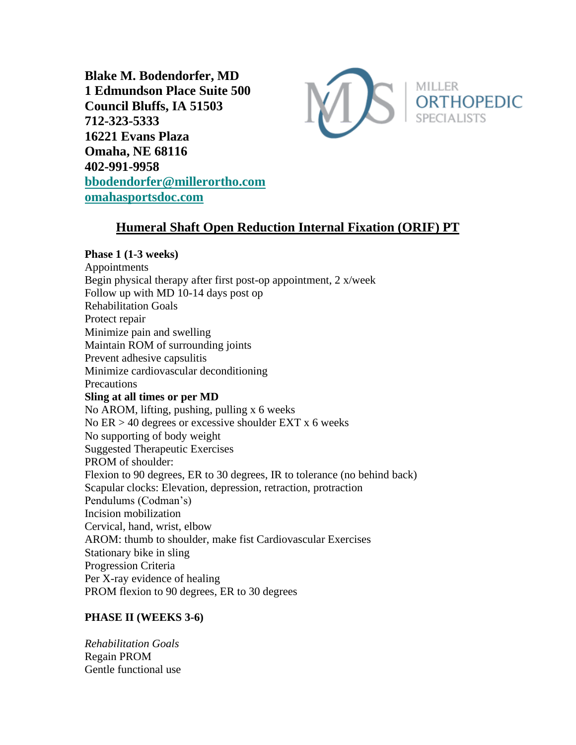**Blake M. Bodendorfer, MD**
**1 Edmundson Place Suite 500**
**Council Bluffs, IA 51503**
**712-323-5333**
**16221 Evans Plaza**
**Omaha, NE 68116**
**402-991-9958**
**[bbodendorfer@millerortho.com](mailto:bbodendorfer@millerortho.com)**
**[omahasportsdoc.com](http://omahasportsdoc.com)**

MILLER ORTHOPEDIC SPECIALISTS

## Humeral Shaft Open Reduction Internal Fixation (ORIF) PT

**Phase 1 (1-3 weeks)**

Appointments
Begin physical therapy after first post-op appointment, 2 x/week
Follow up with MD 10-14 days post op
Rehabilitation Goals
Protect repair
Minimize pain and swelling
Maintain ROM of surrounding joints
Prevent adhesive capsulitis
Minimize cardiovascular deconditioning
Precautions
**Sling at all times or per MD**
No AROM, lifting, pushing, pulling x 6 weeks
No ER > 40 degrees or excessive shoulder EXT x 6 weeks
No supporting of body weight
Suggested Therapeutic Exercises
PROM of shoulder:
Flexion to 90 degrees, ER to 30 degrees, IR to tolerance (no behind back)
Scapular clocks: Elevation, depression, retraction, protraction
Pendulums (Codman's)
Incision mobilization
Cervical, hand, wrist, elbow
AROM: thumb to shoulder, make fist Cardiovascular Exercises
Stationary bike in sling
Progression Criteria
Per X-ray evidence of healing
PROM flexion to 90 degrees, ER to 30 degrees

**PHASE II (WEEKS 3-6)**

*Rehabilitation Goals*
Regain PROM
Gentle functional use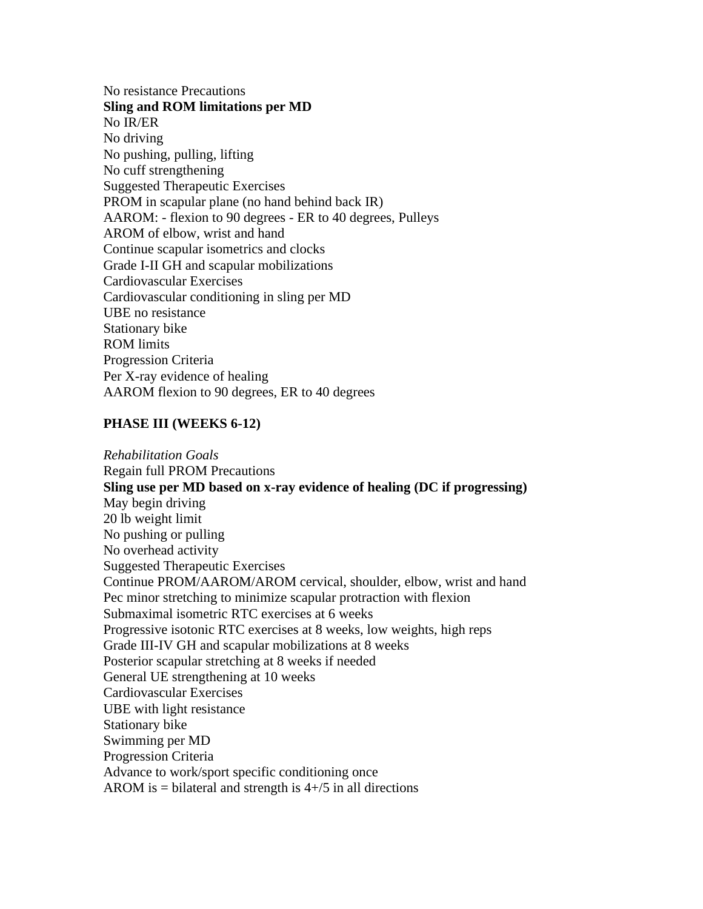No resistance Precautions

**Sling and ROM limitations per MD**

No IR/ER

No driving

No pushing, pulling, lifting

No cuff strengthening

Suggested Therapeutic Exercises

PROM in scapular plane (no hand behind back IR)

AAROM: - flexion to 90 degrees - ER to 40 degrees, Pulleys

AROM of elbow, wrist and hand

Continue scapular isometrics and clocks

Grade I-II GH and scapular mobilizations

Cardiovascular Exercises

Cardiovascular conditioning in sling per MD

UBE no resistance

Stationary bike

ROM limits

Progression Criteria

Per X-ray evidence of healing

AAROM flexion to 90 degrees, ER to 40 degrees

**PHASE III (WEEKS 6-12)**

*Rehabilitation Goals*

Regain full PROM Precautions

**Sling use per MD based on x-ray evidence of healing (DC if progressing)**

May begin driving

20 lb weight limit

No pushing or pulling

No overhead activity

Suggested Therapeutic Exercises

Continue PROM/AAROM/AROM cervical, shoulder, elbow, wrist and hand

Pec minor stretching to minimize scapular protraction with flexion

Submaximal isometric RTC exercises at 6 weeks

Progressive isotonic RTC exercises at 8 weeks, low weights, high reps

Grade III-IV GH and scapular mobilizations at 8 weeks

Posterior scapular stretching at 8 weeks if needed

General UE strengthening at 10 weeks

Cardiovascular Exercises

UBE with light resistance

Stationary bike

Swimming per MD

Progression Criteria

Advance to work/sport specific conditioning once

AROM is = bilateral and strength is 4+/5 in all directions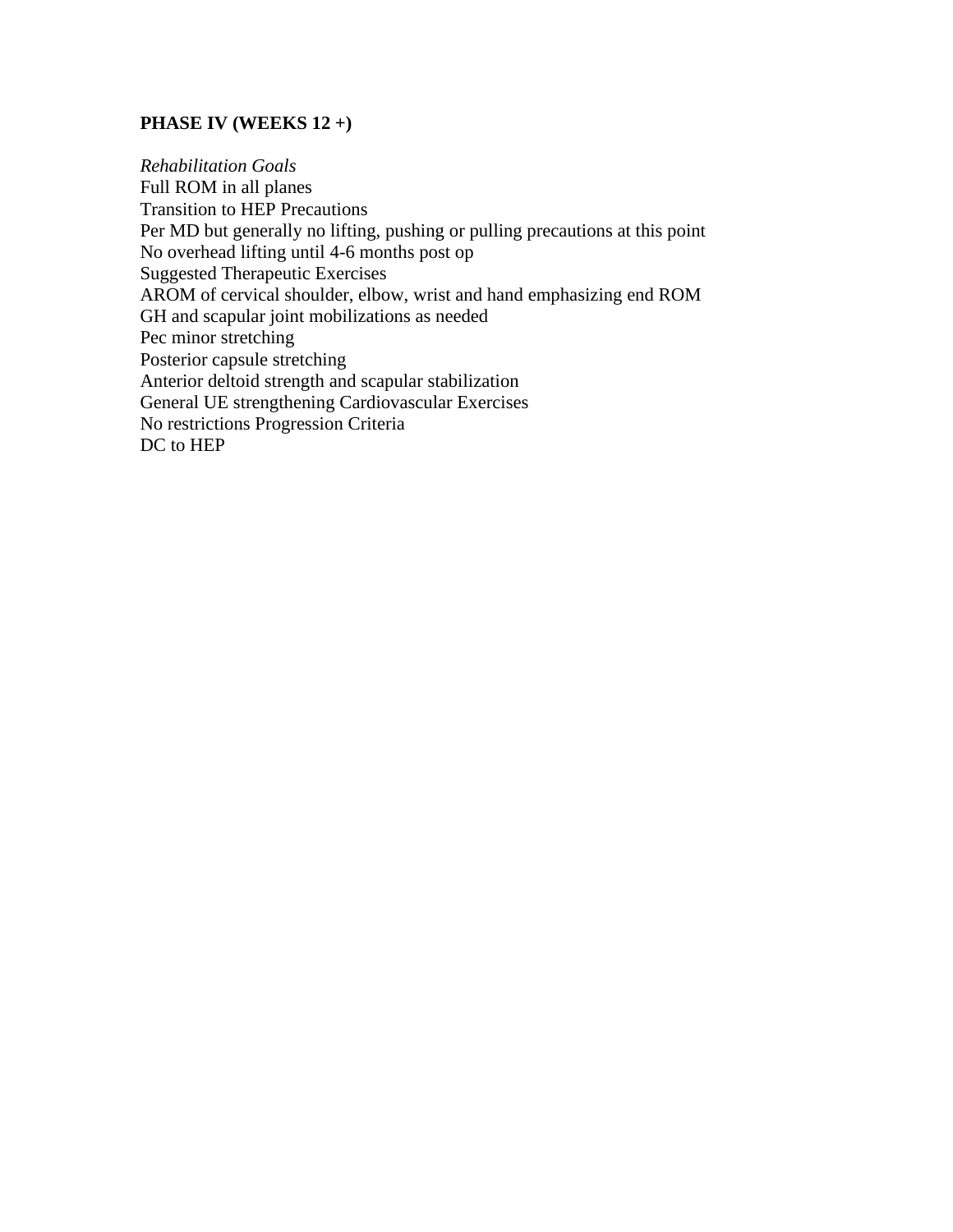**PHASE IV (WEEKS 12 +)**

*Rehabilitation Goals*

Full ROM in all planes

Transition to HEP Precautions

Per MD but generally no lifting, pushing or pulling precautions at this point

No overhead lifting until 4-6 months post op

Suggested Therapeutic Exercises

AROM of cervical shoulder, elbow, wrist and hand emphasizing end ROM

GH and scapular joint mobilizations as needed

Pec minor stretching

Posterior capsule stretching

Anterior deltoid strength and scapular stabilization

General UE strengthening Cardiovascular Exercises

No restrictions Progression Criteria

DC to HEP